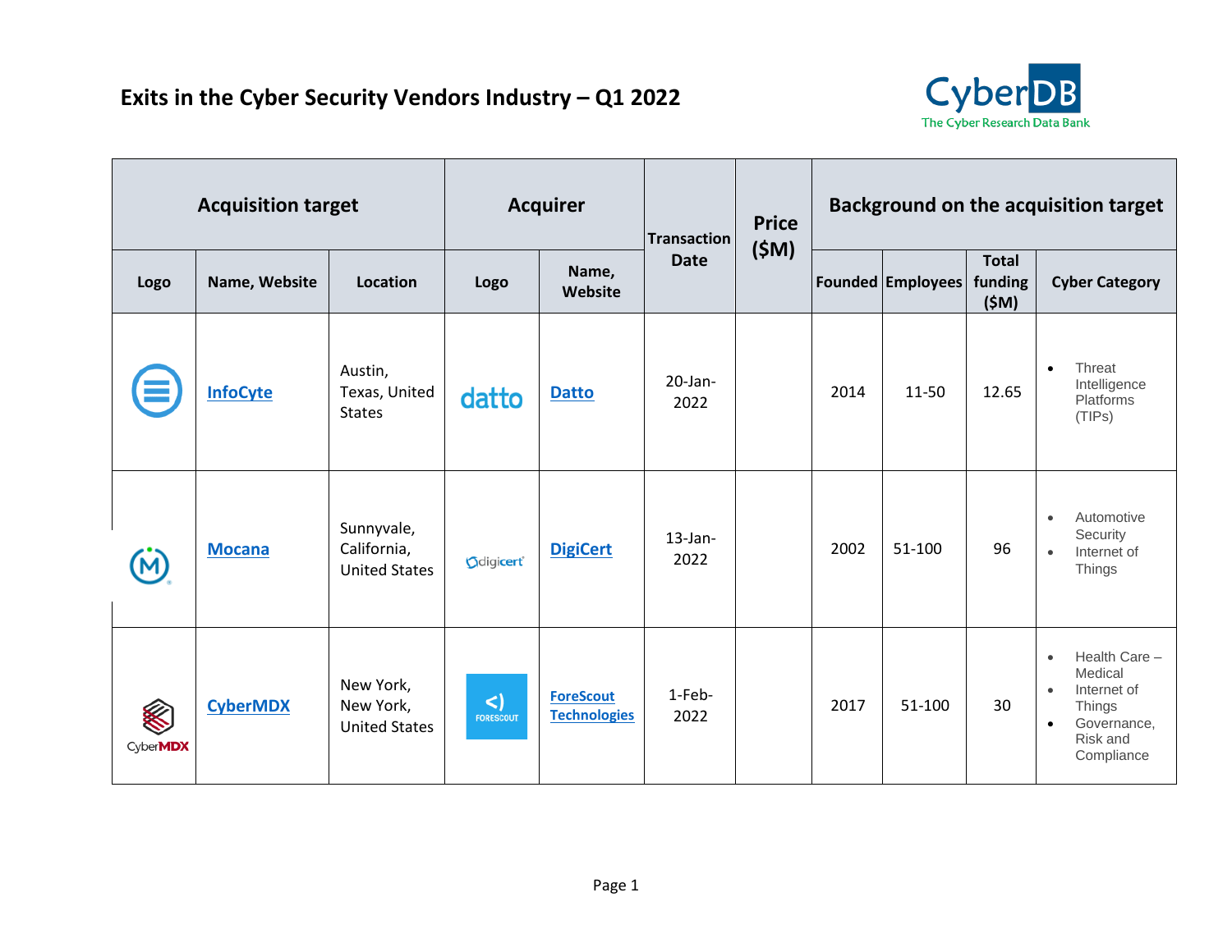# Exits in the Cyber Security Vendors Industry – Q1 2022

| Acquisition target | | | Acquirer | | Transaction Date | Price ($M) | Background on the acquisition target | | | |
|---|---|---|---|---|---|---|---|---|---|---|
| Logo | Name, Website | Location | Logo | Name, Website | | | Founded | Employees | Total funding ($M) | Cyber Category |
| | InfoCyte | Austin, Texas, United States | datto | Datto | 20-Jan-2022 | | 2014 | 11-50 | 12.65 | • Threat Intelligence Platforms (TIPs) |
| | Mocana | Sunnyvale, California, United States | digicert | DigiCert | 13-Jan-2022 | | 2002 | 51-100 | 96 | • Automotive Security • Internet of Things |
| CyberMDX | CyberMDX | New York, New York, United States | FORESCOUT | ForeScout Technologies | 1-Feb-2022 | | 2017 | 51-100 | 30 | • Health Care – Medical • Internet of Things • Governance, Risk and Compliance |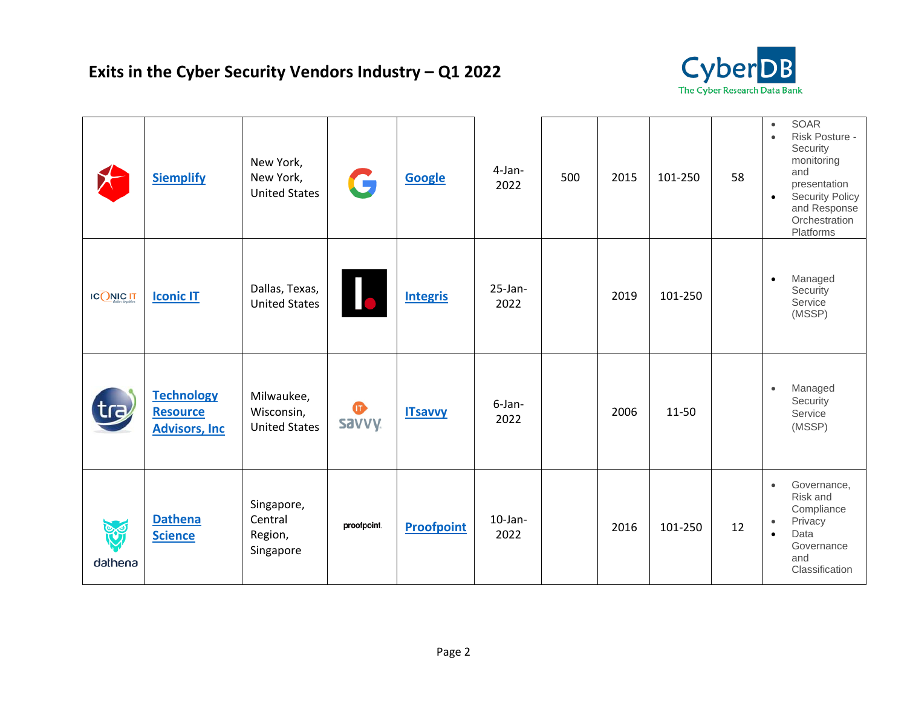# Exits in the Cyber Security Vendors Industry – Q1 2022

| | | | | | | | | | | |
|---|---|---|---|---|---|---|---|---|---|---|
| | Siemplify | New York, New York, United States | | Google | 4-Jan-2022 | 500 | 2015 | 101-250 | 58 | • SOAR<br>• Risk Posture - Security monitoring and presentation<br>• Security Policy and Response Orchestration Platforms |
| | Iconic IT | Dallas, Texas, United States | | Integris | 25-Jan-2022 | | 2019 | 101-250 | | • Managed Security Service (MSSP) |
| | Technology Resource Advisors, Inc | Milwaukee, Wisconsin, United States | | ITsavvy | 6-Jan-2022 | | 2006 | 11-50 | | • Managed Security Service (MSSP) |
| | Dathena Science | Singapore, Central Region, Singapore | | Proofpoint | 10-Jan-2022 | | 2016 | 101-250 | 12 | • Governance, Risk and Compliance<br>• Privacy<br>• Data Governance and Classification |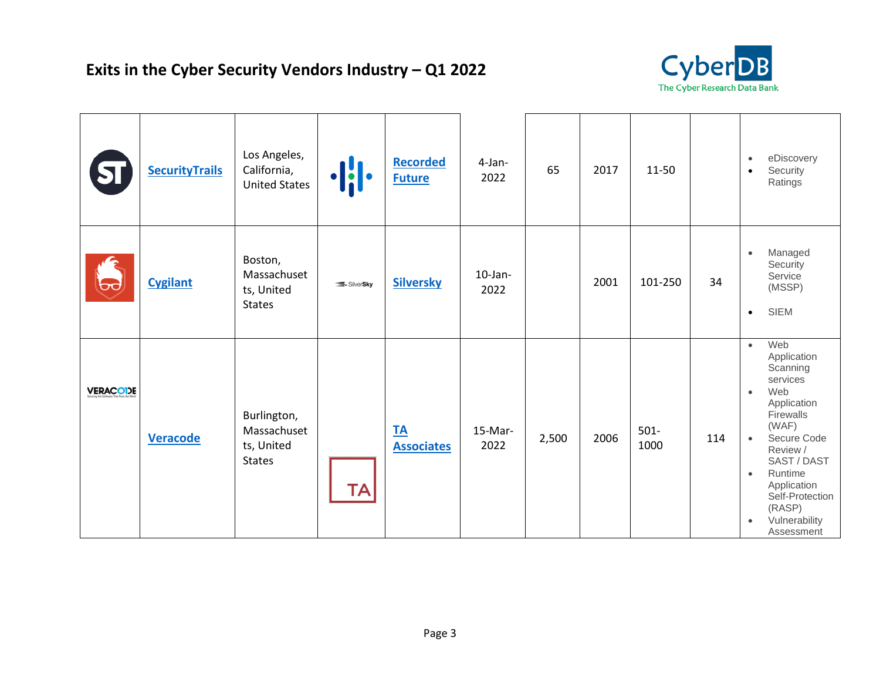## Exits in the Cyber Security Vendors Industry – Q1 2022

| | | | | | | | | | | |
|---|---|---|---|---|---|---|---|---|---|---|
| | SecurityTrails | Los Angeles, California, United States | | Recorded Future | 4-Jan-2022 | 65 | 2017 | 11-50 | | • eDiscovery<br>• Security Ratings |
| | Cygilant | Boston, Massachusetts, United States | SilverSky | Silversky | 10-Jan-2022 | | 2001 | 101-250 | 34 | • Managed Security Service (MSSP)<br>• SIEM |
| VERACODE | Veracode | Burlington, Massachusetts, United States | TA | TA Associates | 15-Mar-2022 | 2,500 | 2006 | 501-1000 | 114 | • Web Application Scanning services<br>• Web Application Firewalls (WAF)<br>• Secure Code Review / SAST / DAST<br>• Runtime Application Self-Protection (RASP)<br>• Vulnerability Assessment |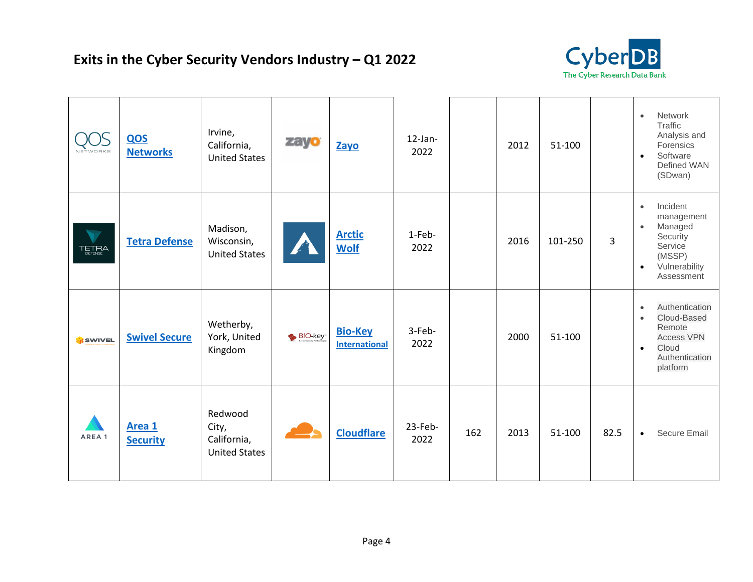# Exits in the Cyber Security Vendors Industry – Q1 2022

| | | | | | | | | | | |
|---|---|---|---|---|---|---|---|---|---|---|
| QOS NETWORKS | QOS Networks | Irvine, California, United States | zayo | Zayo | 12-Jan-2022 | | 2012 | 51-100 | | • Network Traffic Analysis and Forensics<br>• Software Defined WAN (SDwan) |
| TETRA DEFENSE | Tetra Defense | Madison, Wisconsin, United States | | Arctic Wolf | 1-Feb-2022 | | 2016 | 101-250 | 3 | • Incident management<br>• Managed Security Service (MSSP)<br>• Vulnerability Assessment |
| SWIVEL | Swivel Secure | Wetherby, York, United Kingdom | BIO-key | Bio-Key International | 3-Feb-2022 | | 2000 | 51-100 | | • Authentication<br>• Cloud-Based Remote Access VPN<br>• Cloud Authentication platform |
| AREA 1 | Area 1 Security | Redwood City, California, United States | | Cloudflare | 23-Feb-2022 | 162 | 2013 | 51-100 | 82.5 | • Secure Email |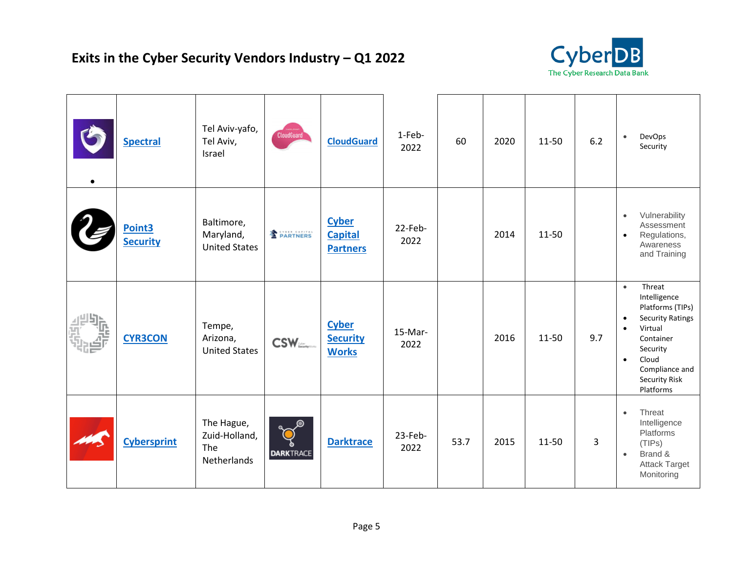## Exits in the Cyber Security Vendors Industry – Q1 2022

|  | Company | Location |  | Acquirer | Date | Amount | Founded | Employees | Funding | Categories |
|---|---|---|---|---|---|---|---|---|---|---|
| • | Spectral | Tel Aviv-yafo, Tel Aviv, Israel |  | CloudGuard | 1-Feb-2022 | 60 | 2020 | 11-50 | 6.2 | • DevOps Security |
|  | Point3 Security | Baltimore, Maryland, United States |  | Cyber Capital Partners | 22-Feb-2022 |  | 2014 | 11-50 |  | • Vulnerability Assessment • Regulations, Awareness and Training |
|  | CYR3CON | Tempe, Arizona, United States |  | Cyber Security Works | 15-Mar-2022 |  | 2016 | 11-50 | 9.7 | • Threat Intelligence Platforms (TIPs) • Security Ratings • Virtual Container Security • Cloud Compliance and Security Risk Platforms |
|  | Cybersprint | The Hague, Zuid-Holland, The Netherlands |  | Darktrace | 23-Feb-2022 | 53.7 | 2015 | 11-50 | 3 | • Threat Intelligence Platforms (TIPs) • Brand & Attack Target Monitoring |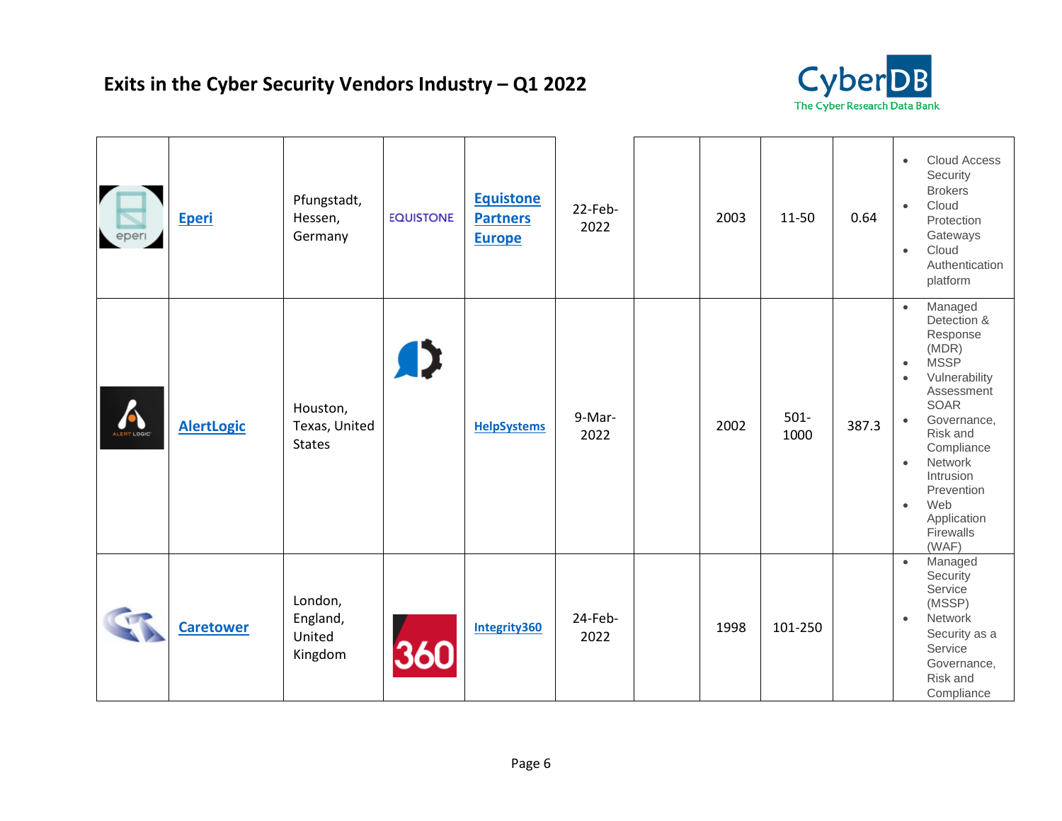## Exits in the Cyber Security Vendors Industry – Q1 2022

|  |  |  |  |  |  |  |  |  |  |  |
|---|---|---|---|---|---|---|---|---|---|---|
|  | Eperi | Pfungstadt, Hessen, Germany |  | Equistone Partners Europe | 22-Feb-2022 |  | 2003 | 11-50 | 0.64 | • Cloud Access Security Brokers • Cloud Protection Gateways • Cloud Authentication platform |
|  | AlertLogic | Houston, Texas, United States |  | HelpSystems | 9-Mar-2022 |  | 2002 | 501-1000 | 387.3 | • Managed Detection & Response (MDR) • MSSP • Vulnerability Assessment SOAR • Governance, Risk and Compliance • Network Intrusion Prevention • Web Application Firewalls (WAF) |
|  | Caretower | London, England, United Kingdom |  | Integrity360 | 24-Feb-2022 |  | 1998 | 101-250 |  | • Managed Security Service (MSSP) • Network Security as a Service Governance, Risk and Compliance |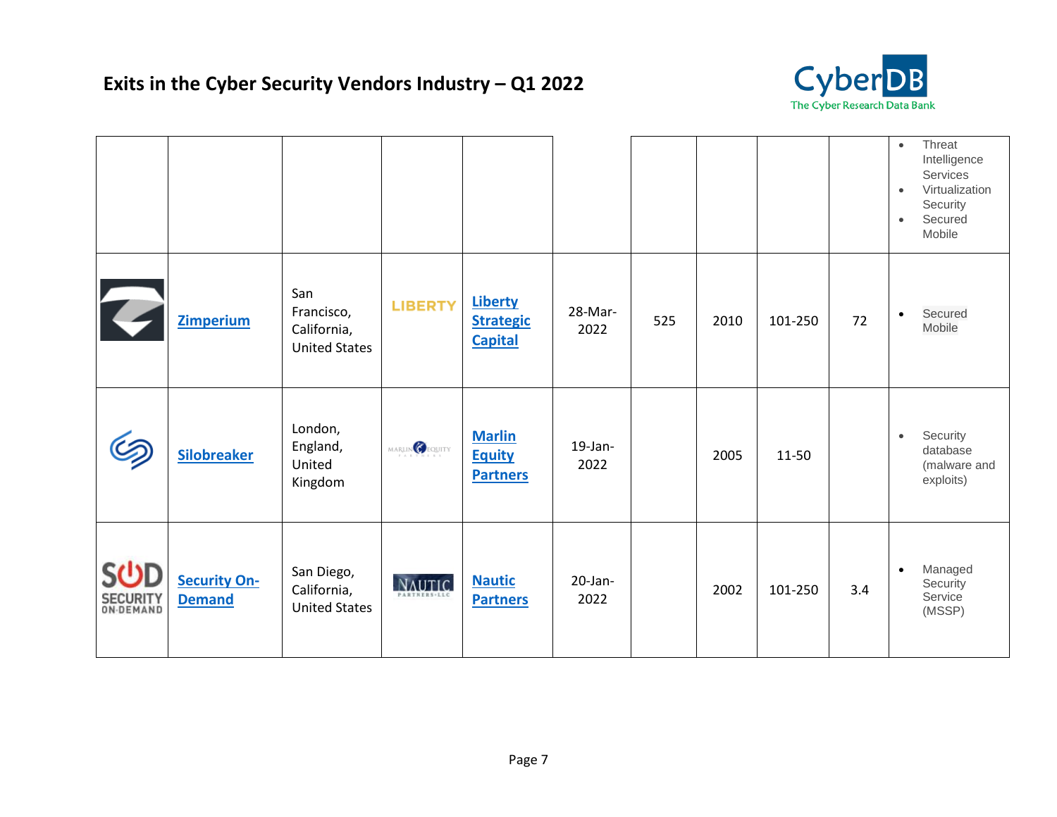## Exits in the Cyber Security Vendors Industry – Q1 2022

| | | | | | | | | | | |
|---|---|---|---|---|---|---|---|---|---|---|
| | | | | | | | | | | • Threat Intelligence Services<br>• Virtualization Security<br>• Secured Mobile |
| | Zimperium | San Francisco, California, United States | LIBERTY | Liberty Strategic Capital | 28-Mar-2022 | 525 | 2010 | 101-250 | 72 | • Secured Mobile |
| | Silobreaker | London, England, United Kingdom | MARLIN EQUITY PARTNERS | Marlin Equity Partners | 19-Jan-2022 | | 2005 | 11-50 | | • Security database (malware and exploits) |
| SOD SECURITY ON-DEMAND | Security On-Demand | San Diego, California, United States | NAUTIC PARTNERS LLC | Nautic Partners | 20-Jan-2022 | | 2002 | 101-250 | 3.4 | • Managed Security Service (MSSP) |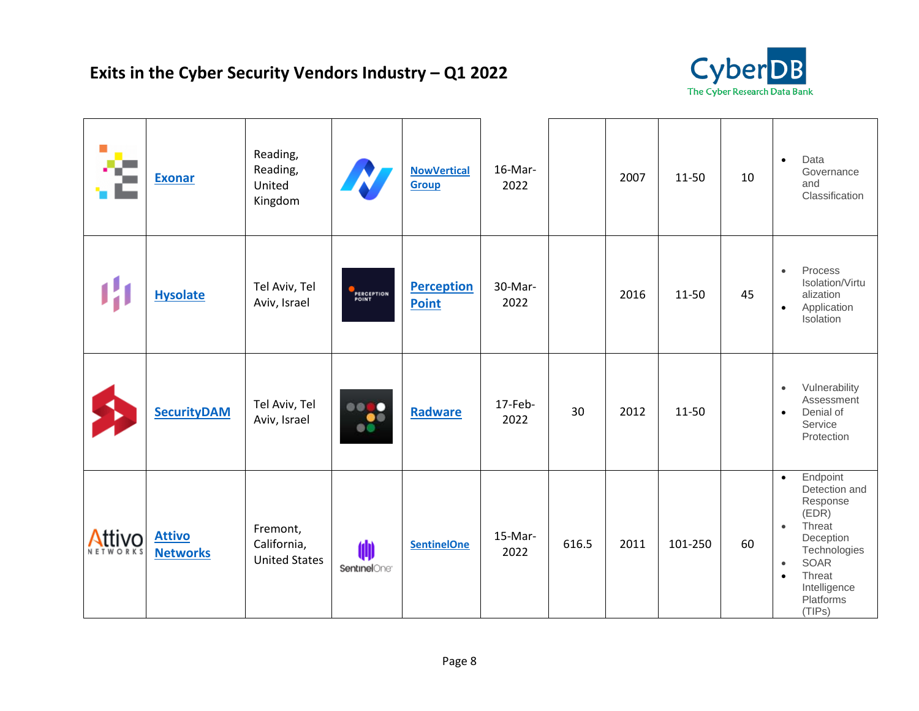## Exits in the Cyber Security Vendors Industry – Q1 2022

| | Company | Location | | Acquirer | Date | Amount | Founded | Employees | | Categories |
|---|---|---|---|---|---|---|---|---|---|---|
| | Exonar | Reading, Reading, United Kingdom | | NowVertical Group | 16-Mar-2022 | | 2007 | 11-50 | 10 | • Data Governance and Classification |
| | Hysolate | Tel Aviv, Tel Aviv, Israel | | Perception Point | 30-Mar-2022 | | 2016 | 11-50 | 45 | • Process Isolation/Virtualization<br>• Application Isolation |
| | SecurityDAM | Tel Aviv, Tel Aviv, Israel | | Radware | 17-Feb-2022 | 30 | 2012 | 11-50 | | • Vulnerability Assessment<br>• Denial of Service Protection |
| | Attivo Networks | Fremont, California, United States | | SentinelOne | 15-Mar-2022 | 616.5 | 2011 | 101-250 | 60 | • Endpoint Detection and Response (EDR)<br>• Threat Deception Technologies<br>• SOAR<br>• Threat Intelligence Platforms (TIPs) |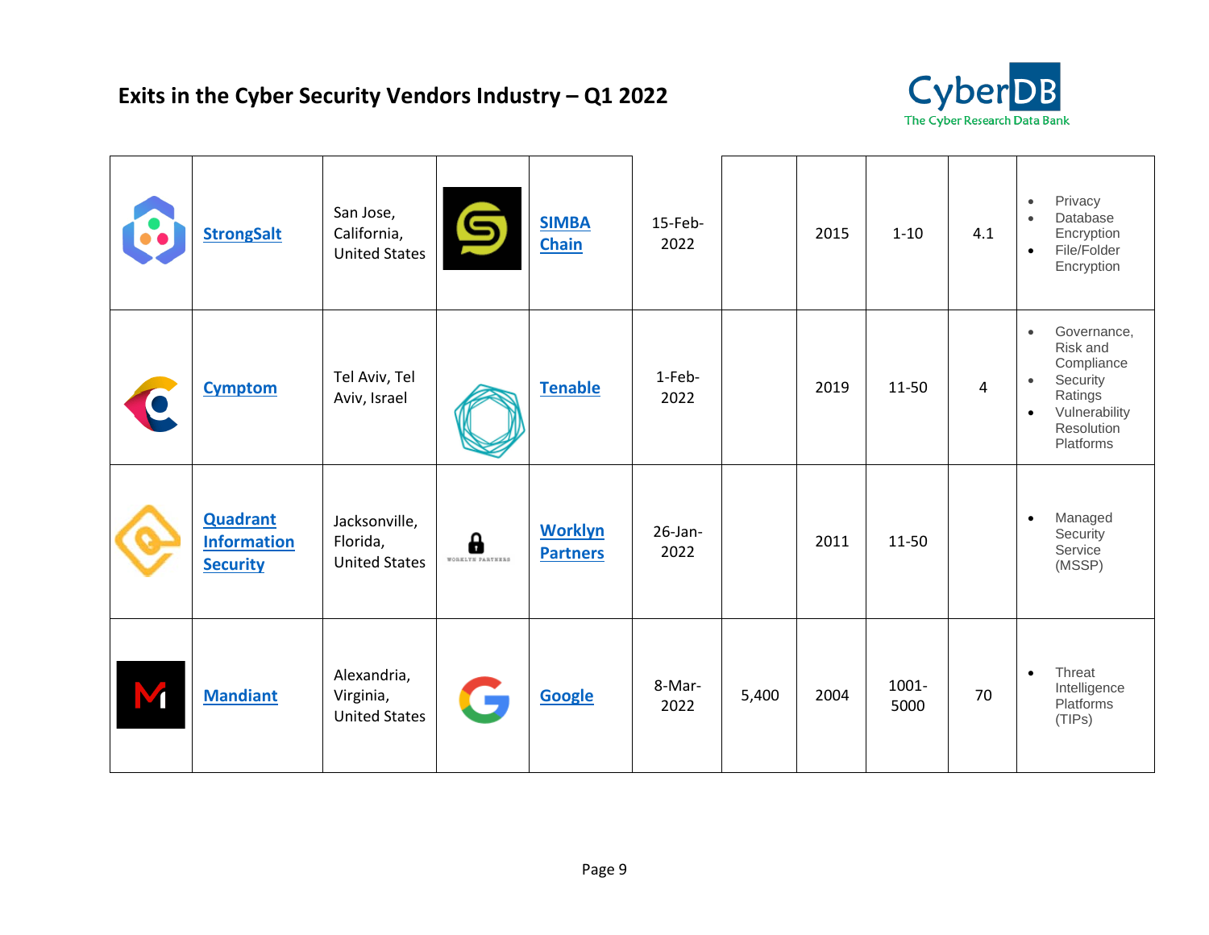## Exits in the Cyber Security Vendors Industry – Q1 2022

| | | | | | | | | | | |
|---|---|---|---|---|---|---|---|---|---|---|
| | StrongSalt | San Jose, California, United States | | SIMBA Chain | 15-Feb-2022 | | 2015 | 1-10 | 4.1 | • Privacy<br>• Database Encryption<br>• File/Folder Encryption |
| | Cymptom | Tel Aviv, Tel Aviv, Israel | | Tenable | 1-Feb-2022 | | 2019 | 11-50 | 4 | • Governance, Risk and Compliance<br>• Security Ratings<br>• Vulnerability Resolution Platforms |
| | Quadrant Information Security | Jacksonville, Florida, United States | | Worklyn Partners | 26-Jan-2022 | | 2011 | 11-50 | | • Managed Security Service (MSSP) |
| | Mandiant | Alexandria, Virginia, United States | | Google | 8-Mar-2022 | 5,400 | 2004 | 1001-5000 | 70 | • Threat Intelligence Platforms (TIPs) |